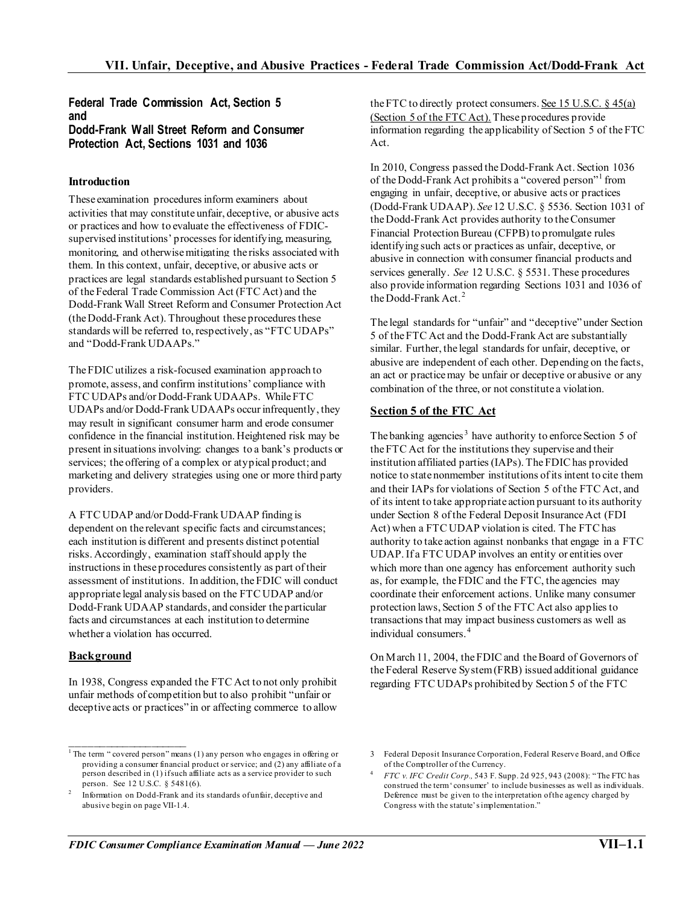# VII. Unfair, Deceptive, and Abusive Practices - Federal Trade Commission Act/Dodd-Frank Act

## Federal Trade Commission Act, Section 5 and Dodd-Frank Wall Street Reform and Consumer Protection Act, Sections 1031 and 1036

### Introduction

These examination procedures inform examiners about activities that may constitute unfair, deceptive, or abusive acts or practices and how to evaluate the effectiveness of FDIC-supervised institutions' processes for identifying, measuring, monitoring, and otherwise mitigating the risks associated with them. In this context, unfair, deceptive, or abusive acts or practices are legal standards established pursuant to Section 5 of the Federal Trade Commission Act (FTC Act) and the Dodd-Frank Wall Street Reform and Consumer Protection Act (the Dodd-Frank Act). Throughout these procedures these standards will be referred to, respectively, as "FTC UDAPs" and "Dodd-Frank UDAAPs."

The FDIC utilizes a risk-focused examination approach to promote, assess, and confirm institutions' compliance with FTC UDAPs and/or Dodd-Frank UDAAPs. While FTC UDAPs and/or Dodd-Frank UDAAPs occur infrequently, they may result in significant consumer harm and erode consumer confidence in the financial institution. Heightened risk may be present in situations involving: changes to a bank's products or services; the offering of a complex or atypical product; and marketing and delivery strategies using one or more third party providers.

A FTC UDAP and/or Dodd-Frank UDAAP finding is dependent on the relevant specific facts and circumstances; each institution is different and presents distinct potential risks. Accordingly, examination staff should apply the instructions in these procedures consistently as part of their assessment of institutions. In addition, the FDIC will conduct appropriate legal analysis based on the FTC UDAP and/or Dodd-Frank UDAAP standards, and consider the particular facts and circumstances at each institution to determine whether a violation has occurred.

### Background

In 1938, Congress expanded the FTC Act to not only prohibit unfair methods of competition but to also prohibit "unfair or deceptive acts or practices" in or affecting commerce to allow the FTC to directly protect consumers. See 15 U.S.C. § 45(a) (Section 5 of the FTC Act). These procedures provide information regarding the applicability of Section 5 of the FTC Act.

In 2010, Congress passed the Dodd-Frank Act. Section 1036 of the Dodd-Frank Act prohibits a "covered person"[1] from engaging in unfair, deceptive, or abusive acts or practices (Dodd-Frank UDAAP). *See* 12 U.S.C. § 5536. Section 1031 of the Dodd-Frank Act provides authority to the Consumer Financial Protection Bureau (CFPB) to promulgate rules identifying such acts or practices as unfair, deceptive, or abusive in connection with consumer financial products and services generally. *See* 12 U.S.C. § 5531. These procedures also provide information regarding Sections 1031 and 1036 of the Dodd-Frank Act.[2]

The legal standards for "unfair" and "deceptive" under Section 5 of the FTC Act and the Dodd-Frank Act are substantially similar. Further, the legal standards for unfair, deceptive, or abusive are independent of each other. Depending on the facts, an act or practice may be unfair or deceptive or abusive or any combination of the three, or not constitute a violation.

### Section 5 of the FTC Act

The banking agencies[3] have authority to enforce Section 5 of the FTC Act for the institutions they supervise and their institution affiliated parties (IAPs). The FDIC has provided notice to state nonmember institutions of its intent to cite them and their IAPs for violations of Section 5 of the FTC Act, and of its intent to take appropriate action pursuant to its authority under Section 8 of the Federal Deposit Insurance Act (FDI Act) when a FTC UDAP violation is cited. The FTC has authority to take action against nonbanks that engage in a FTC UDAP. If a FTC UDAP involves an entity or entities over which more than one agency has enforcement authority such as, for example, the FDIC and the FTC, the agencies may coordinate their enforcement actions. Unlike many consumer protection laws, Section 5 of the FTC Act also applies to transactions that may impact business customers as well as individual consumers.[4]

On March 11, 2004, the FDIC and the Board of Governors of the Federal Reserve System (FRB) issued additional guidance regarding FTC UDAPs prohibited by Section 5 of the FTC

---

[1] The term "covered person" means (1) any person who engages in offering or providing a consumer financial product or service; and (2) any affiliate of a person described in (1) if such affiliate acts as a service provider to such person. See 12 U.S.C. § 5481(6).

[2] Information on Dodd-Frank and its standards of unfair, deceptive and abusive begin on page VII-1.4.

[3] Federal Deposit Insurance Corporation, Federal Reserve Board, and Office of the Comptroller of the Currency.

[4] *FTC v. IFC Credit Corp.*, 543 F. Supp. 2d 925, 943 (2008): "The FTC has construed the term 'consumer' to include businesses as well as individuals. Deference must be given to the interpretation of the agency charged by Congress with the statute's implementation."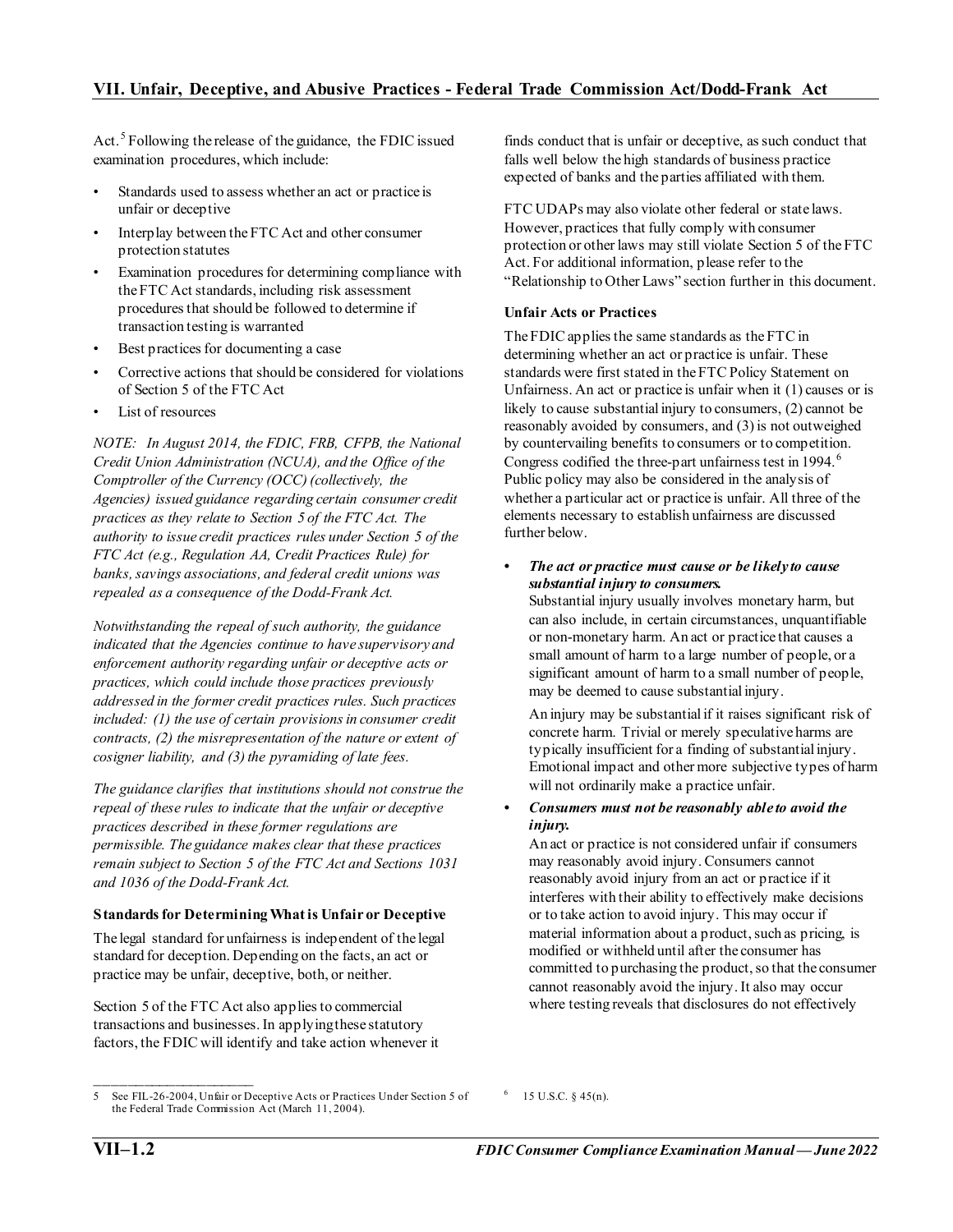Act.[5] Following the release of the guidance, the FDIC issued examination procedures, which include:

- Standards used to assess whether an act or practice is unfair or deceptive
- Interplay between the FTC Act and other consumer protection statutes
- Examination procedures for determining compliance with the FTC Act standards, including risk assessment procedures that should be followed to determine if transaction testing is warranted
- Best practices for documenting a case
- Corrective actions that should be considered for violations of Section 5 of the FTC Act
- List of resources

*NOTE: In August 2014, the FDIC, FRB, CFPB, the National Credit Union Administration (NCUA), and the Office of the Comptroller of the Currency (OCC) (collectively, the Agencies) issued guidance regarding certain consumer credit practices as they relate to Section 5 of the FTC Act. The authority to issue credit practices rules under Section 5 of the FTC Act (e.g., Regulation AA, Credit Practices Rule) for banks, savings associations, and federal credit unions was repealed as a consequence of the Dodd-Frank Act.*

*Notwithstanding the repeal of such authority, the guidance indicated that the Agencies continue to have supervisory and enforcement authority regarding unfair or deceptive acts or practices, which could include those practices previously addressed in the former credit practices rules. Such practices included: (1) the use of certain provisions in consumer credit contracts, (2) the misrepresentation of the nature or extent of cosigner liability, and (3) the pyramiding of late fees.*

*The guidance clarifies that institutions should not construe the repeal of these rules to indicate that the unfair or deceptive practices described in these former regulations are permissible. The guidance makes clear that these practices remain subject to Section 5 of the FTC Act and Sections 1031 and 1036 of the Dodd-Frank Act.*

### Standards for Determining What is Unfair or Deceptive

The legal standard for unfairness is independent of the legal standard for deception. Depending on the facts, an act or practice may be unfair, deceptive, both, or neither.

Section 5 of the FTC Act also applies to commercial transactions and businesses. In applying these statutory factors, the FDIC will identify and take action whenever it finds conduct that is unfair or deceptive, as such conduct that falls well below the high standards of business practice expected of banks and the parties affiliated with them.

FTC UDAPs may also violate other federal or state laws. However, practices that fully comply with consumer protection or other laws may still violate Section 5 of the FTC Act. For additional information, please refer to the "Relationship to Other Laws" section further in this document.

#### Unfair Acts or Practices

The FDIC applies the same standards as the FTC in determining whether an act or practice is unfair. These standards were first stated in the FTC Policy Statement on Unfairness. An act or practice is unfair when it (1) causes or is likely to cause substantial injury to consumers, (2) cannot be reasonably avoided by consumers, and (3) is not outweighed by countervailing benefits to consumers or to competition. Congress codified the three-part unfairness test in 1994.[6] Public policy may also be considered in the analysis of whether a particular act or practice is unfair. All three of the elements necessary to establish unfairness are discussed further below.

- ***The act or practice must cause or be likely to cause substantial injury to consumers.***
  Substantial injury usually involves monetary harm, but can also include, in certain circumstances, unquantifiable or non-monetary harm. An act or practice that causes a small amount of harm to a large number of people, or a significant amount of harm to a small number of people, may be deemed to cause substantial injury.

  An injury may be substantial if it raises significant risk of concrete harm. Trivial or merely speculative harms are typically insufficient for a finding of substantial injury. Emotional impact and other more subjective types of harm will not ordinarily make a practice unfair.

- ***Consumers must not be reasonably able to avoid the injury.***
  An act or practice is not considered unfair if consumers may reasonably avoid injury. Consumers cannot reasonably avoid injury from an act or practice if it interferes with their ability to effectively make decisions or to take action to avoid injury. This may occur if material information about a product, such as pricing, is modified or withheld until after the consumer has committed to purchasing the product, so that the consumer cannot reasonably avoid the injury. It also may occur where testing reveals that disclosures do not effectively

---

5 See FIL-26-2004, Unfair or Deceptive Acts or Practices Under Section 5 of the Federal Trade Commission Act (March 11, 2004).

6 15 U.S.C. § 45(n).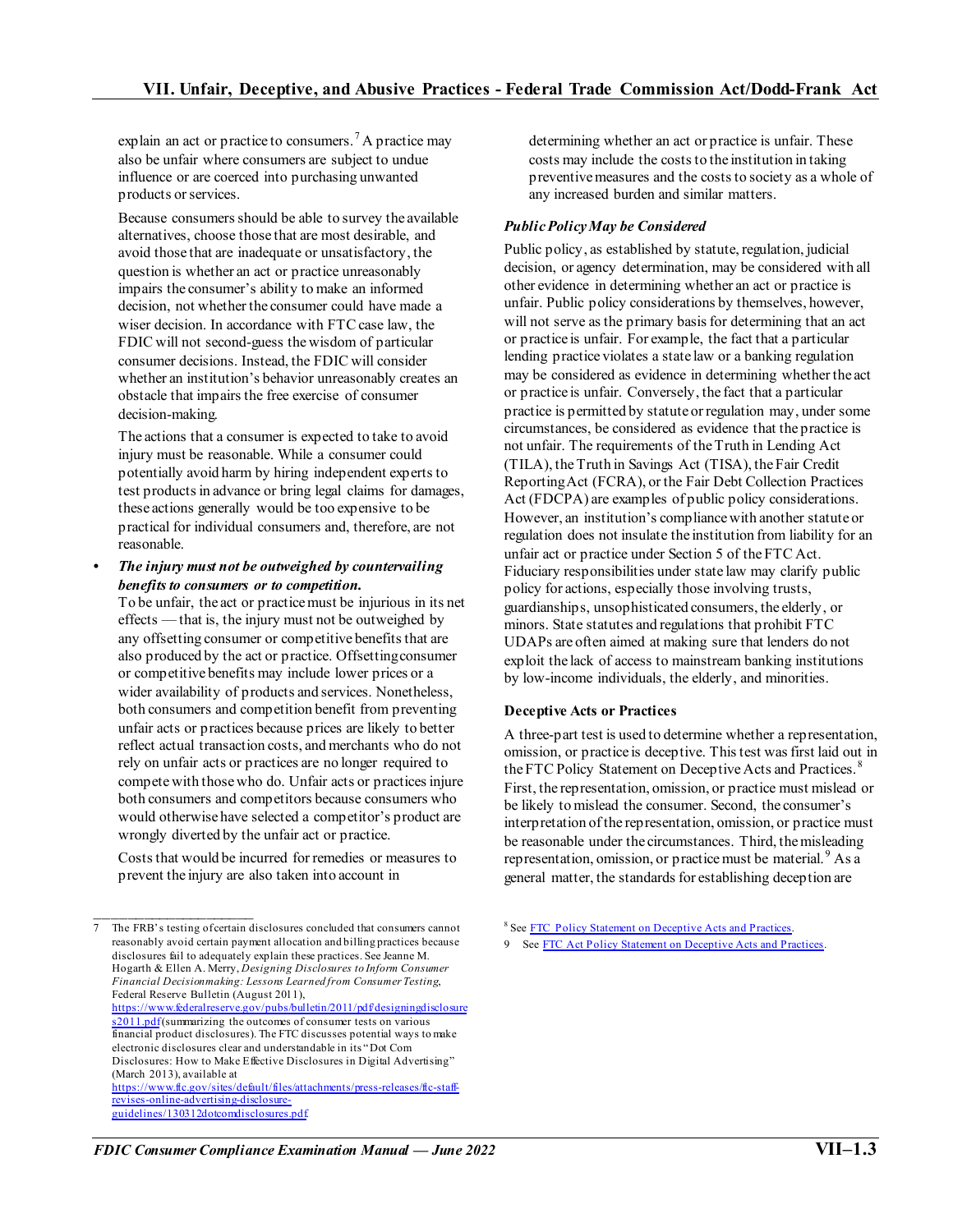explain an act or practice to consumers.[7] A practice may also be unfair where consumers are subject to undue influence or are coerced into purchasing unwanted products or services.

Because consumers should be able to survey the available alternatives, choose those that are most desirable, and avoid those that are inadequate or unsatisfactory, the question is whether an act or practice unreasonably impairs the consumer's ability to make an informed decision, not whether the consumer could have made a wiser decision. In accordance with FTC case law, the FDIC will not second-guess the wisdom of particular consumer decisions. Instead, the FDIC will consider whether an institution's behavior unreasonably creates an obstacle that impairs the free exercise of consumer decision-making.

The actions that a consumer is expected to take to avoid injury must be reasonable. While a consumer could potentially avoid harm by hiring independent experts to test products in advance or bring legal claims for damages, these actions generally would be too expensive to be practical for individual consumers and, therefore, are not reasonable.

- ***The injury must not be outweighed by countervailing benefits to consumers or to competition.***
  To be unfair, the act or practice must be injurious in its net effects — that is, the injury must not be outweighed by any offsetting consumer or competitive benefits that are also produced by the act or practice. Offsetting consumer or competitive benefits may include lower prices or a wider availability of products and services. Nonetheless, both consumers and competition benefit from preventing unfair acts or practices because prices are likely to better reflect actual transaction costs, and merchants who do not rely on unfair acts or practices are no longer required to compete with those who do. Unfair acts or practices injure both consumers and competitors because consumers who would otherwise have selected a competitor's product are wrongly diverted by the unfair act or practice.

  Costs that would be incurred for remedies or measures to prevent the injury are also taken into account in determining whether an act or practice is unfair. These costs may include the costs to the institution in taking preventive measures and the costs to society as a whole of any increased burden and similar matters.

***Public Policy May be Considered***

Public policy, as established by statute, regulation, judicial decision, or agency determination, may be considered with all other evidence in determining whether an act or practice is unfair. Public policy considerations by themselves, however, will not serve as the primary basis for determining that an act or practice is unfair. For example, the fact that a particular lending practice violates a state law or a banking regulation may be considered as evidence in determining whether the act or practice is unfair. Conversely, the fact that a particular practice is permitted by statute or regulation may, under some circumstances, be considered as evidence that the practice is not unfair. The requirements of the Truth in Lending Act (TILA), the Truth in Savings Act (TISA), the Fair Credit Reporting Act (FCRA), or the Fair Debt Collection Practices Act (FDCPA) are examples of public policy considerations. However, an institution's compliance with another statute or regulation does not insulate the institution from liability for an unfair act or practice under Section 5 of the FTC Act. Fiduciary responsibilities under state law may clarify public policy for actions, especially those involving trusts, guardianships, unsophisticated consumers, the elderly, or minors. State statutes and regulations that prohibit FTC UDAPs are often aimed at making sure that lenders do not exploit the lack of access to mainstream banking institutions by low-income individuals, the elderly, and minorities.

**Deceptive Acts or Practices**

A three-part test is used to determine whether a representation, omission, or practice is deceptive. This test was first laid out in the FTC Policy Statement on Deceptive Acts and Practices.[8] First, the representation, omission, or practice must mislead or be likely to mislead the consumer. Second, the consumer's interpretation of the representation, omission, or practice must be reasonable under the circumstances. Third, the misleading representation, omission, or practice must be material.[9] As a general matter, the standards for establishing deception are

---

[7] The FRB's testing of certain disclosures concluded that consumers cannot reasonably avoid certain payment allocation and billing practices because disclosures fail to adequately explain these practices. See Jeanne M. Hogarth & Ellen A. Merry, *Designing Disclosures to Inform Consumer Financial Decisionmaking: Lessons Learned from Consumer Testing*, Federal Reserve Bulletin (August 2011), https://www.federalreserve.gov/pubs/bulletin/2011/pdf/designingdisclosures2011.pdf (summarizing the outcomes of consumer tests on various financial product disclosures). The FTC discusses potential ways to make electronic disclosures clear and understandable in its "Dot Com Disclosures: How to Make Effective Disclosures in Digital Advertising" (March 2013), available at https://www.ftc.gov/sites/default/files/attachments/press-releases/ftc-staff-revises-online-advertising-disclosure-guidelines/130312dotcomdisclosures.pdf

[8] See FTC Policy Statement on Deceptive Acts and Practices.

[9] See FTC Act Policy Statement on Deceptive Acts and Practices.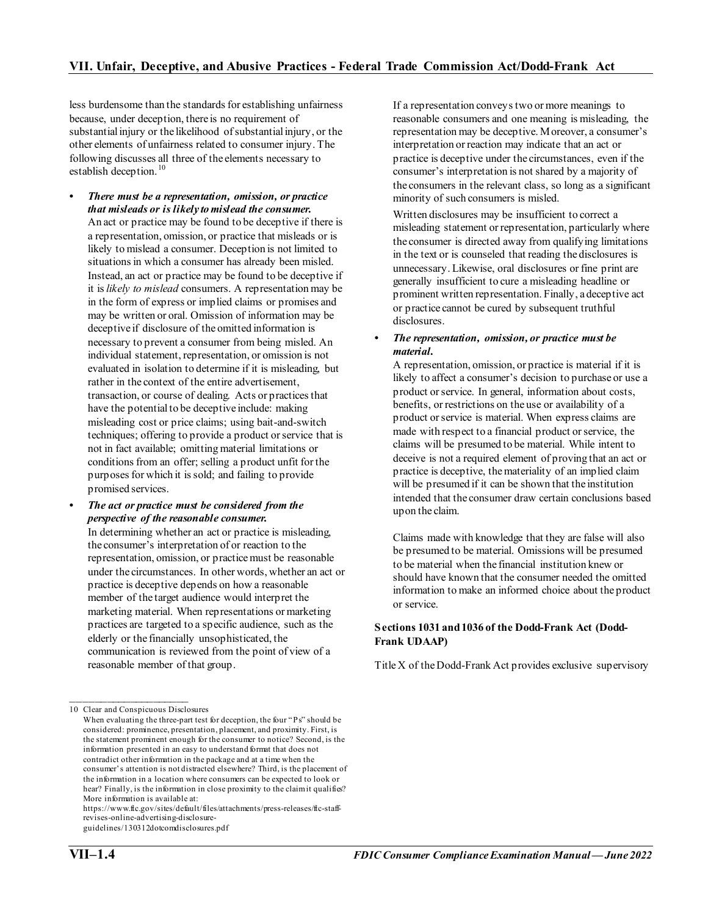less burdensome than the standards for establishing unfairness because, under deception, there is no requirement of substantial injury or the likelihood of substantial injury, or the other elements of unfairness related to consumer injury. The following discusses all three of the elements necessary to establish deception.[10]

- ***There must be a representation, omission, or practice that misleads or is likely to mislead the consumer.*** An act or practice may be found to be deceptive if there is a representation, omission, or practice that misleads or is likely to mislead a consumer. Deception is not limited to situations in which a consumer has already been misled. Instead, an act or practice may be found to be deceptive if it is *likely to mislead* consumers. A representation may be in the form of express or implied claims or promises and may be written or oral. Omission of information may be deceptive if disclosure of the omitted information is necessary to prevent a consumer from being misled. An individual statement, representation, or omission is not evaluated in isolation to determine if it is misleading, but rather in the context of the entire advertisement, transaction, or course of dealing. Acts or practices that have the potential to be deceptive include: making misleading cost or price claims; using bait-and-switch techniques; offering to provide a product or service that is not in fact available; omitting material limitations or conditions from an offer; selling a product unfit for the purposes for which it is sold; and failing to provide promised services.

- ***The act or practice must be considered from the perspective of the reasonable consumer.*** In determining whether an act or practice is misleading, the consumer's interpretation of or reaction to the representation, omission, or practice must be reasonable under the circumstances. In other words, whether an act or practice is deceptive depends on how a reasonable member of the target audience would interpret the marketing material. When representations or marketing practices are targeted to a specific audience, such as the elderly or the financially unsophisticated, the communication is reviewed from the point of view of a reasonable member of that group.

  If a representation conveys two or more meanings to reasonable consumers and one meaning is misleading, the representation may be deceptive. Moreover, a consumer's interpretation or reaction may indicate that an act or practice is deceptive under the circumstances, even if the consumer's interpretation is not shared by a majority of the consumers in the relevant class, so long as a significant minority of such consumers is misled.

  Written disclosures may be insufficient to correct a misleading statement or representation, particularly where the consumer is directed away from qualifying limitations in the text or is counseled that reading the disclosures is unnecessary. Likewise, oral disclosures or fine print are generally insufficient to cure a misleading headline or prominent written representation. Finally, a deceptive act or practice cannot be cured by subsequent truthful disclosures.

- ***The representation, omission, or practice must be material.*** A representation, omission, or practice is material if it is likely to affect a consumer's decision to purchase or use a product or service. In general, information about costs, benefits, or restrictions on the use or availability of a product or service is material. When express claims are made with respect to a financial product or service, the claims will be presumed to be material. While intent to deceive is not a required element of proving that an act or practice is deceptive, the materiality of an implied claim will be presumed if it can be shown that the institution intended that the consumer draw certain conclusions based upon the claim.

  Claims made with knowledge that they are false will also be presumed to be material. Omissions will be presumed to be material when the financial institution knew or should have known that the consumer needed the omitted information to make an informed choice about the product or service.

**Sections 1031 and 1036 of the Dodd-Frank Act (Dodd-Frank UDAAP)**

Title X of the Dodd-Frank Act provides exclusive supervisory

---

10 Clear and Conspicuous Disclosures
When evaluating the three-part test for deception, the four "Ps" should be considered: prominence, presentation, placement, and proximity. First, is the statement prominent enough for the consumer to notice? Second, is the information presented in an easy to understand format that does not contradict other information in the package and at a time when the consumer's attention is not distracted elsewhere? Third, is the placement of the information in a location where consumers can be expected to look or hear? Finally, is the information in close proximity to the claim it qualifies? More information is available at:
https://www.ftc.gov/sites/default/files/attachments/press-releases/ftc-staff-revises-online-advertising-disclosure-guidelines/130312dotcomdisclosures.pdf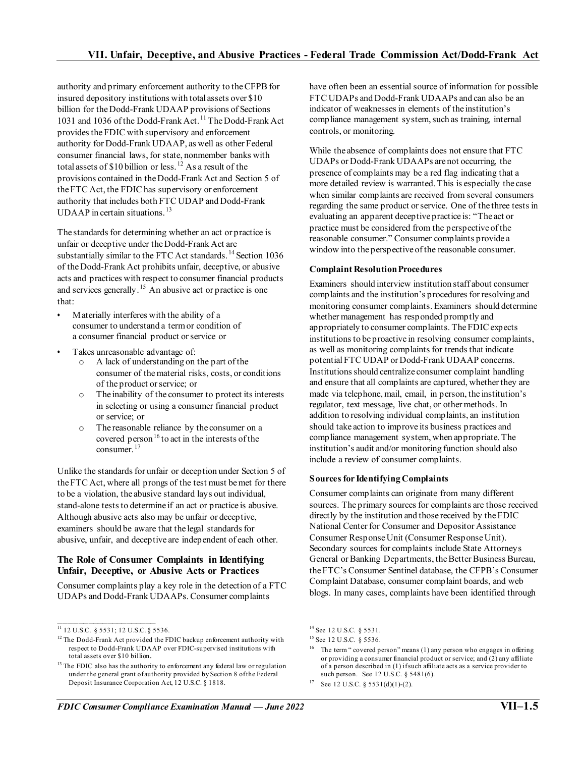authority and primary enforcement authority to the CFPB for insured depository institutions with total assets over $10 billion for the Dodd-Frank UDAAP provisions of Sections 1031 and 1036 of the Dodd-Frank Act.[11] The Dodd-Frank Act provides the FDIC with supervisory and enforcement authority for Dodd-Frank UDAAP, as well as other Federal consumer financial laws, for state, nonmember banks with total assets of $10 billion or less.[12] As a result of the provisions contained in the Dodd-Frank Act and Section 5 of the FTC Act, the FDIC has supervisory or enforcement authority that includes both FTC UDAP and Dodd-Frank UDAAP in certain situations.[13]

The standards for determining whether an act or practice is unfair or deceptive under the Dodd-Frank Act are substantially similar to the FTC Act standards.[14] Section 1036 of the Dodd-Frank Act prohibits unfair, deceptive, or abusive acts and practices with respect to consumer financial products and services generally.[15] An abusive act or practice is one that:

- Materially interferes with the ability of a consumer to understand a term or condition of a consumer financial product or service or
- Takes unreasonable advantage of:
  - A lack of understanding on the part of the consumer of the material risks, costs, or conditions of the product or service; or
  - The inability of the consumer to protect its interests in selecting or using a consumer financial product or service; or
  - The reasonable reliance by the consumer on a covered person[16] to act in the interests of the consumer.[17]

Unlike the standards for unfair or deception under Section 5 of the FTC Act, where all prongs of the test must be met for there to be a violation, the abusive standard lays out individual, stand-alone tests to determine if an act or practice is abusive. Although abusive acts also may be unfair or deceptive, examiners should be aware that the legal standards for abusive, unfair, and deceptive are independent of each other.

### The Role of Consumer Complaints in Identifying Unfair, Deceptive, or Abusive Acts or Practices

Consumer complaints play a key role in the detection of a FTC UDAPs and Dodd-Frank UDAAPs. Consumer complaints have often been an essential source of information for possible FTC UDAPs and Dodd-Frank UDAAPs and can also be an indicator of weaknesses in elements of the institution's compliance management system, such as training, internal controls, or monitoring.

While the absence of complaints does not ensure that FTC UDAPs or Dodd-Frank UDAAPs are not occurring, the presence of complaints may be a red flag indicating that a more detailed review is warranted. This is especially the case when similar complaints are received from several consumers regarding the same product or service. One of the three tests in evaluating an apparent deceptive practice is: "The act or practice must be considered from the perspective of the reasonable consumer." Consumer complaints provide a window into the perspective of the reasonable consumer.

#### Complaint Resolution Procedures

Examiners should interview institution staff about consumer complaints and the institution's procedures for resolving and monitoring consumer complaints. Examiners should determine whether management has responded promptly and appropriately to consumer complaints. The FDIC expects institutions to be proactive in resolving consumer complaints, as well as monitoring complaints for trends that indicate potential FTC UDAP or Dodd-Frank UDAAP concerns. Institutions should centralize consumer complaint handling and ensure that all complaints are captured, whether they are made via telephone, mail, email, in person, the institution's regulator, text message, live chat, or other methods. In addition to resolving individual complaints, an institution should take action to improve its business practices and compliance management system, when appropriate. The institution's audit and/or monitoring function should also include a review of consumer complaints.

#### Sources for Identifying Complaints

Consumer complaints can originate from many different sources. The primary sources for complaints are those received directly by the institution and those received by the FDIC National Center for Consumer and Depositor Assistance Consumer Response Unit (Consumer Response Unit). Secondary sources for complaints include State Attorneys General or Banking Departments, the Better Business Bureau, the FTC's Consumer Sentinel database, the CFPB's Consumer Complaint Database, consumer complaint boards, and web blogs. In many cases, complaints have been identified through

---

[11] 12 U.S.C. § 5531; 12 U.S.C. § 5536.

[12] The Dodd-Frank Act provided the FDIC backup enforcement authority with respect to Dodd-Frank UDAAP over FDIC-supervised institutions with total assets over $10 billion.

[13] The FDIC also has the authority to enforcement any federal law or regulation under the general grant of authority provided by Section 8 of the Federal Deposit Insurance Corporation Act, 12 U.S.C. § 1818.

[14] See 12 U.S.C. § 5531.

[15] See 12 U.S.C. § 5536.

[16] The term "covered person" means (1) any person who engages in offering or providing a consumer financial product or service; and (2) any affiliate of a person described in (1) if such affiliate acts as a service provider to such person. See 12 U.S.C. § 5481(6).

[17] See 12 U.S.C. § 5531(d)(1)-(2).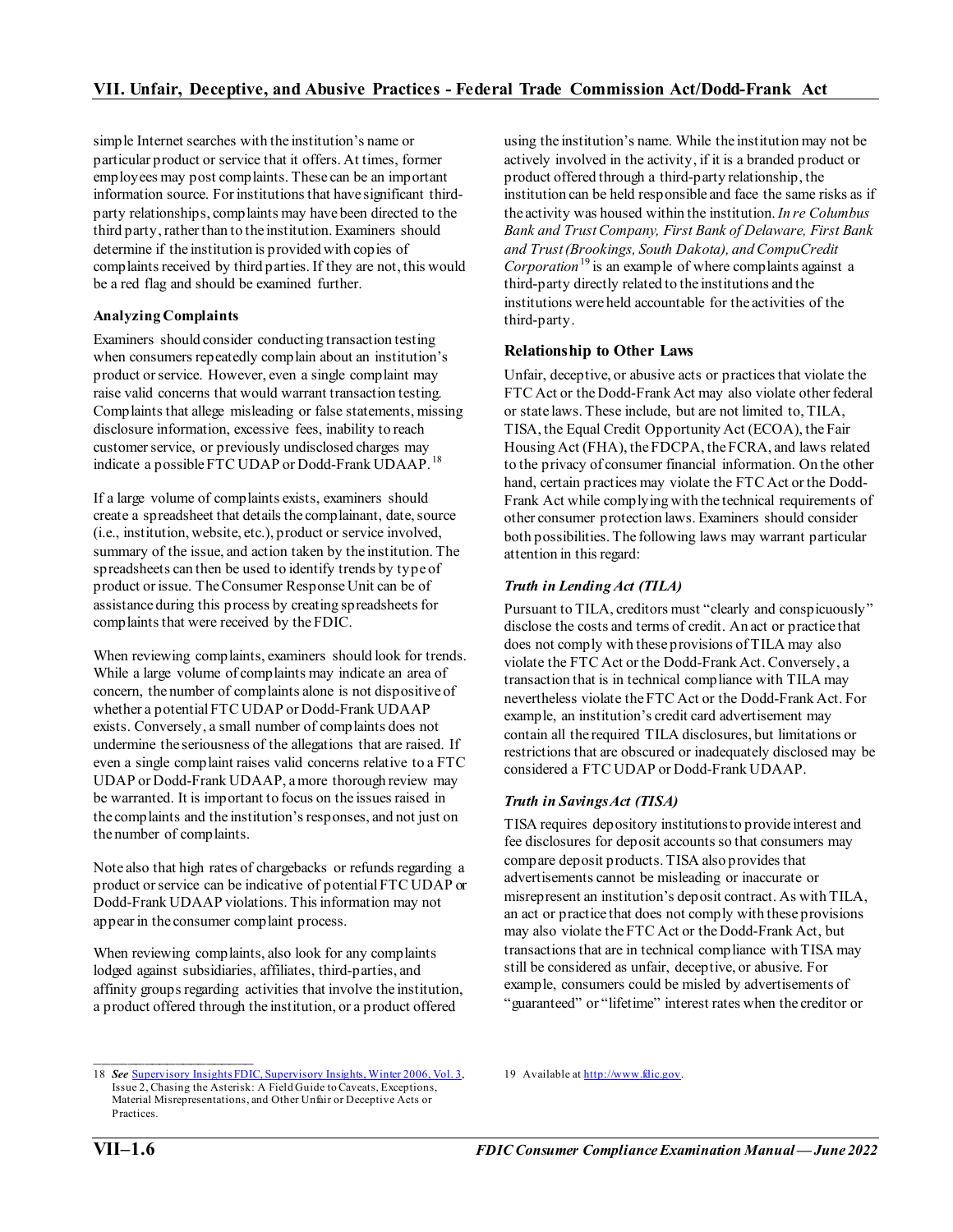simple Internet searches with the institution's name or particular product or service that it offers. At times, former employees may post complaints. These can be an important information source. For institutions that have significant third-party relationships, complaints may have been directed to the third party, rather than to the institution. Examiners should determine if the institution is provided with copies of complaints received by third parties. If they are not, this would be a red flag and should be examined further.

**Analyzing Complaints**

Examiners should consider conducting transaction testing when consumers repeatedly complain about an institution's product or service. However, even a single complaint may raise valid concerns that would warrant transaction testing. Complaints that allege misleading or false statements, missing disclosure information, excessive fees, inability to reach customer service, or previously undisclosed charges may indicate a possible FTC UDAP or Dodd-Frank UDAAP.[18]

If a large volume of complaints exists, examiners should create a spreadsheet that details the complainant, date, source (i.e., institution, website, etc.), product or service involved, summary of the issue, and action taken by the institution. The spreadsheets can then be used to identify trends by type of product or issue. The Consumer Response Unit can be of assistance during this process by creating spreadsheets for complaints that were received by the FDIC.

When reviewing complaints, examiners should look for trends. While a large volume of complaints may indicate an area of concern, the number of complaints alone is not dispositive of whether a potential FTC UDAP or Dodd-Frank UDAAP exists. Conversely, a small number of complaints does not undermine the seriousness of the allegations that are raised. If even a single complaint raises valid concerns relative to a FTC UDAP or Dodd-Frank UDAAP, a more thorough review may be warranted. It is important to focus on the issues raised in the complaints and the institution's responses, and not just on the number of complaints.

Note also that high rates of chargebacks or refunds regarding a product or service can be indicative of potential FTC UDAP or Dodd-Frank UDAAP violations. This information may not appear in the consumer complaint process.

When reviewing complaints, also look for any complaints lodged against subsidiaries, affiliates, third-parties, and affinity groups regarding activities that involve the institution, a product offered through the institution, or a product offered using the institution's name. While the institution may not be actively involved in the activity, if it is a branded product or product offered through a third-party relationship, the institution can be held responsible and face the same risks as if the activity was housed within the institution. *In re Columbus Bank and Trust Company, First Bank of Delaware, First Bank and Trust (Brookings, South Dakota), and CompuCredit Corporation*[19] is an example of where complaints against a third-party directly related to the institutions and the institutions were held accountable for the activities of the third-party.

### Relationship to Other Laws

Unfair, deceptive, or abusive acts or practices that violate the FTC Act or the Dodd-Frank Act may also violate other federal or state laws. These include, but are not limited to, TILA, TISA, the Equal Credit Opportunity Act (ECOA), the Fair Housing Act (FHA), the FDCPA, the FCRA, and laws related to the privacy of consumer financial information. On the other hand, certain practices may violate the FTC Act or the Dodd-Frank Act while complying with the technical requirements of other consumer protection laws. Examiners should consider both possibilities. The following laws may warrant particular attention in this regard:

#### *Truth in Lending Act (TILA)*

Pursuant to TILA, creditors must "clearly and conspicuously" disclose the costs and terms of credit. An act or practice that does not comply with these provisions of TILA may also violate the FTC Act or the Dodd-Frank Act. Conversely, a transaction that is in technical compliance with TILA may nevertheless violate the FTC Act or the Dodd-Frank Act. For example, an institution's credit card advertisement may contain all the required TILA disclosures, but limitations or restrictions that are obscured or inadequately disclosed may be considered a FTC UDAP or Dodd-Frank UDAAP.

#### *Truth in Savings Act (TISA)*

TISA requires depository institutions to provide interest and fee disclosures for deposit accounts so that consumers may compare deposit products. TISA also provides that advertisements cannot be misleading or inaccurate or misrepresent an institution's deposit contract. As with TILA, an act or practice that does not comply with these provisions may also violate the FTC Act or the Dodd-Frank Act, but transactions that are in technical compliance with TISA may still be considered as unfair, deceptive, or abusive. For example, consumers could be misled by advertisements of "guaranteed" or "lifetime" interest rates when the creditor or

---

18 ***See*** Supervisory Insights FDIC, Supervisory Insights, Winter 2006, Vol. 3, Issue 2, Chasing the Asterisk: A Field Guide to Caveats, Exceptions, Material Misrepresentations, and Other Unfair or Deceptive Acts or Practices.

19 Available at http://www.fdic.gov.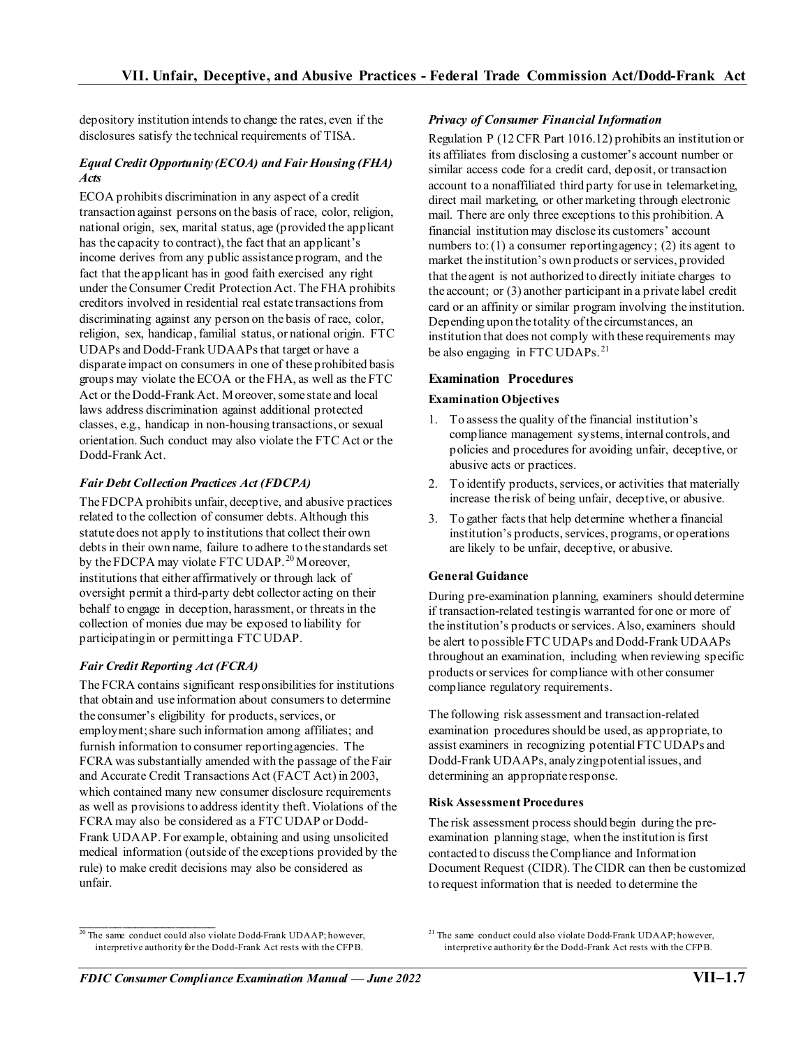depository institution intends to change the rates, even if the disclosures satisfy the technical requirements of TISA.

***Equal Credit Opportunity (ECOA) and Fair Housing (FHA) Acts***

ECOA prohibits discrimination in any aspect of a credit transaction against persons on the basis of race, color, religion, national origin, sex, marital status, age (provided the applicant has the capacity to contract), the fact that an applicant's income derives from any public assistance program, and the fact that the applicant has in good faith exercised any right under the Consumer Credit Protection Act. The FHA prohibits creditors involved in residential real estate transactions from discriminating against any person on the basis of race, color, religion, sex, handicap, familial status, or national origin. FTC UDAPs and Dodd-Frank UDAAPs that target or have a disparate impact on consumers in one of these prohibited basis groups may violate the ECOA or the FHA, as well as the FTC Act or the Dodd-Frank Act. Moreover, some state and local laws address discrimination against additional protected classes, e.g., handicap in non-housing transactions, or sexual orientation. Such conduct may also violate the FTC Act or the Dodd-Frank Act.

***Fair Debt Collection Practices Act (FDCPA)***

The FDCPA prohibits unfair, deceptive, and abusive practices related to the collection of consumer debts. Although this statute does not apply to institutions that collect their own debts in their own name, failure to adhere to the standards set by the FDCPA may violate FTC UDAP.[20] Moreover, institutions that either affirmatively or through lack of oversight permit a third-party debt collector acting on their behalf to engage in deception, harassment, or threats in the collection of monies due may be exposed to liability for participating in or permitting a FTC UDAP.

***Fair Credit Reporting Act (FCRA)***

The FCRA contains significant responsibilities for institutions that obtain and use information about consumers to determine the consumer's eligibility for products, services, or employment; share such information among affiliates; and furnish information to consumer reporting agencies. The FCRA was substantially amended with the passage of the Fair and Accurate Credit Transactions Act (FACT Act) in 2003, which contained many new consumer disclosure requirements as well as provisions to address identity theft. Violations of the FCRA may also be considered as a FTC UDAP or Dodd-Frank UDAAP. For example, obtaining and using unsolicited medical information (outside of the exceptions provided by the rule) to make credit decisions may also be considered as unfair.

***Privacy of Consumer Financial Information***

Regulation P (12 CFR Part 1016.12) prohibits an institution or its affiliates from disclosing a customer's account number or similar access code for a credit card, deposit, or transaction account to a nonaffiliated third party for use in telemarketing, direct mail marketing, or other marketing through electronic mail. There are only three exceptions to this prohibition. A financial institution may disclose its customers' account numbers to: (1) a consumer reporting agency; (2) its agent to market the institution's own products or services, provided that the agent is not authorized to directly initiate charges to the account; or (3) another participant in a private label credit card or an affinity or similar program involving the institution. Depending upon the totality of the circumstances, an institution that does not comply with these requirements may be also engaging in FTC UDAPs.[21]

## Examination Procedures

### Examination Objectives

1. To assess the quality of the financial institution's compliance management systems, internal controls, and policies and procedures for avoiding unfair, deceptive, or abusive acts or practices.
2. To identify products, services, or activities that materially increase the risk of being unfair, deceptive, or abusive.
3. To gather facts that help determine whether a financial institution's products, services, programs, or operations are likely to be unfair, deceptive, or abusive.

### General Guidance

During pre-examination planning, examiners should determine if transaction-related testing is warranted for one or more of the institution's products or services. Also, examiners should be alert to possible FTC UDAPs and Dodd-Frank UDAAPs throughout an examination, including when reviewing specific products or services for compliance with other consumer compliance regulatory requirements.

The following risk assessment and transaction-related examination procedures should be used, as appropriate, to assist examiners in recognizing potential FTC UDAPs and Dodd-Frank UDAAPs, analyzing potential issues, and determining an appropriate response.

### Risk Assessment Procedures

The risk assessment process should begin during the pre-examination planning stage, when the institution is first contacted to discuss the Compliance and Information Document Request (CIDR). The CIDR can then be customized to request information that is needed to determine the

---

[20] The same conduct could also violate Dodd-Frank UDAAP; however, interpretive authority for the Dodd-Frank Act rests with the CFPB.

[21] The same conduct could also violate Dodd-Frank UDAAP; however, interpretive authority for the Dodd-Frank Act rests with the CFPB.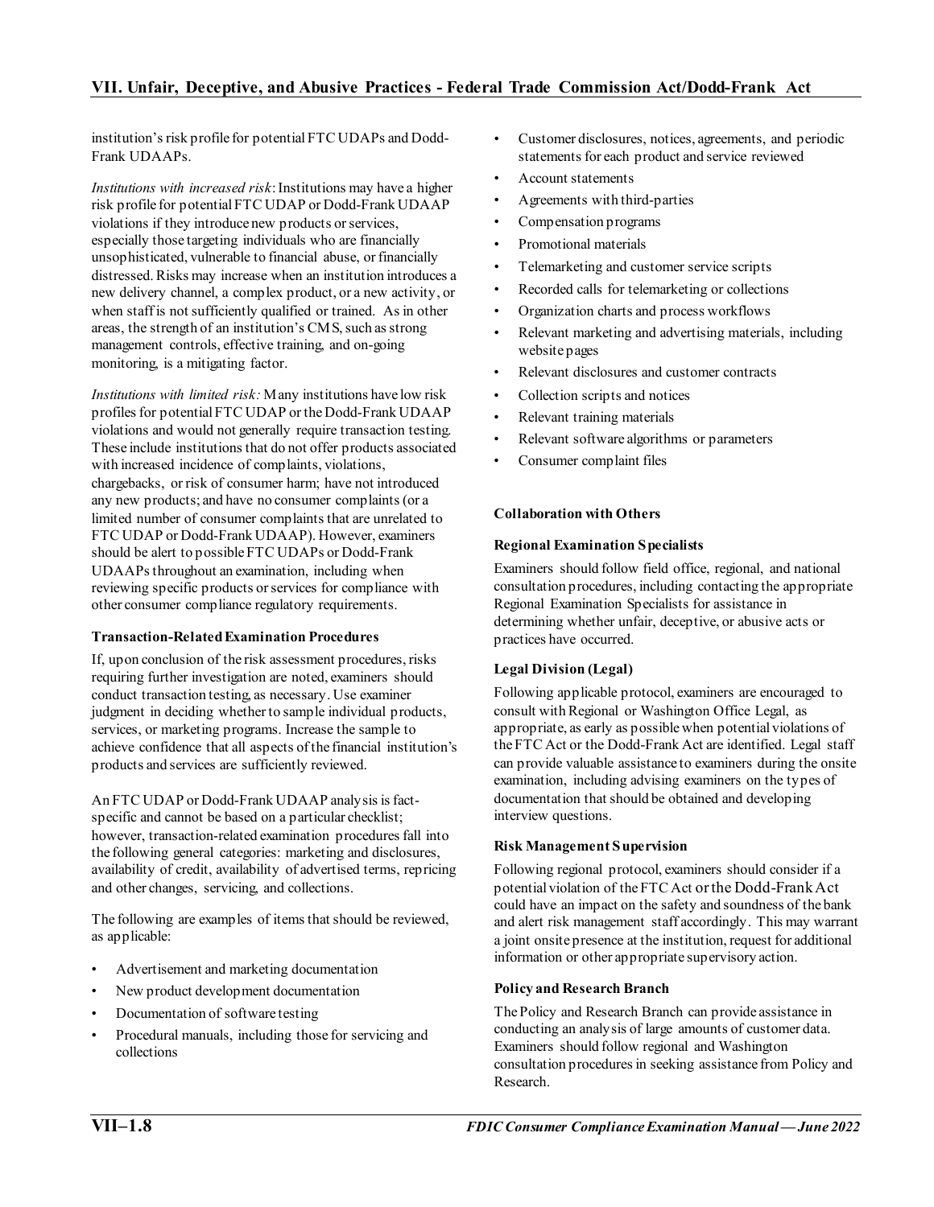institution's risk profile for potential FTC UDAPs and Dodd-Frank UDAAPs.

*Institutions with increased risk*: Institutions may have a higher risk profile for potential FTC UDAP or Dodd-Frank UDAAP violations if they introduce new products or services, especially those targeting individuals who are financially unsophisticated, vulnerable to financial abuse, or financially distressed. Risks may increase when an institution introduces a new delivery channel, a complex product, or a new activity, or when staff is not sufficiently qualified or trained. As in other areas, the strength of an institution's CMS, such as strong management controls, effective training, and on-going monitoring, is a mitigating factor.

*Institutions with limited risk:* Many institutions have low risk profiles for potential FTC UDAP or the Dodd-Frank UDAAP violations and would not generally require transaction testing. These include institutions that do not offer products associated with increased incidence of complaints, violations, chargebacks, or risk of consumer harm; have not introduced any new products; and have no consumer complaints (or a limited number of consumer complaints that are unrelated to FTC UDAP or Dodd-Frank UDAAP). However, examiners should be alert to possible FTC UDAPs or Dodd-Frank UDAAPs throughout an examination, including when reviewing specific products or services for compliance with other consumer compliance regulatory requirements.

**Transaction-Related Examination Procedures**

If, upon conclusion of the risk assessment procedures, risks requiring further investigation are noted, examiners should conduct transaction testing, as necessary. Use examiner judgment in deciding whether to sample individual products, services, or marketing programs. Increase the sample to achieve confidence that all aspects of the financial institution's products and services are sufficiently reviewed.

An FTC UDAP or Dodd-Frank UDAAP analysis is fact-specific and cannot be based on a particular checklist; however, transaction-related examination procedures fall into the following general categories: marketing and disclosures, availability of credit, availability of advertised terms, repricing and other changes, servicing, and collections.

The following are examples of items that should be reviewed, as applicable:

- Advertisement and marketing documentation
- New product development documentation
- Documentation of software testing
- Procedural manuals, including those for servicing and collections
- Customer disclosures, notices, agreements, and periodic statements for each product and service reviewed
- Account statements
- Agreements with third-parties
- Compensation programs
- Promotional materials
- Telemarketing and customer service scripts
- Recorded calls for telemarketing or collections
- Organization charts and process workflows
- Relevant marketing and advertising materials, including website pages
- Relevant disclosures and customer contracts
- Collection scripts and notices
- Relevant training materials
- Relevant software algorithms or parameters
- Consumer complaint files

**Collaboration with Others**

**Regional Examination Specialists**

Examiners should follow field office, regional, and national consultation procedures, including contacting the appropriate Regional Examination Specialists for assistance in determining whether unfair, deceptive, or abusive acts or practices have occurred.

**Legal Division (Legal)**

Following applicable protocol, examiners are encouraged to consult with Regional or Washington Office Legal, as appropriate, as early as possible when potential violations of the FTC Act or the Dodd-Frank Act are identified. Legal staff can provide valuable assistance to examiners during the onsite examination, including advising examiners on the types of documentation that should be obtained and developing interview questions.

**Risk Management Supervision**

Following regional protocol, examiners should consider if a potential violation of the FTC Act or the Dodd-Frank Act could have an impact on the safety and soundness of the bank and alert risk management staff accordingly. This may warrant a joint onsite presence at the institution, request for additional information or other appropriate supervisory action.

**Policy and Research Branch**

The Policy and Research Branch can provide assistance in conducting an analysis of large amounts of customer data. Examiners should follow regional and Washington consultation procedures in seeking assistance from Policy and Research.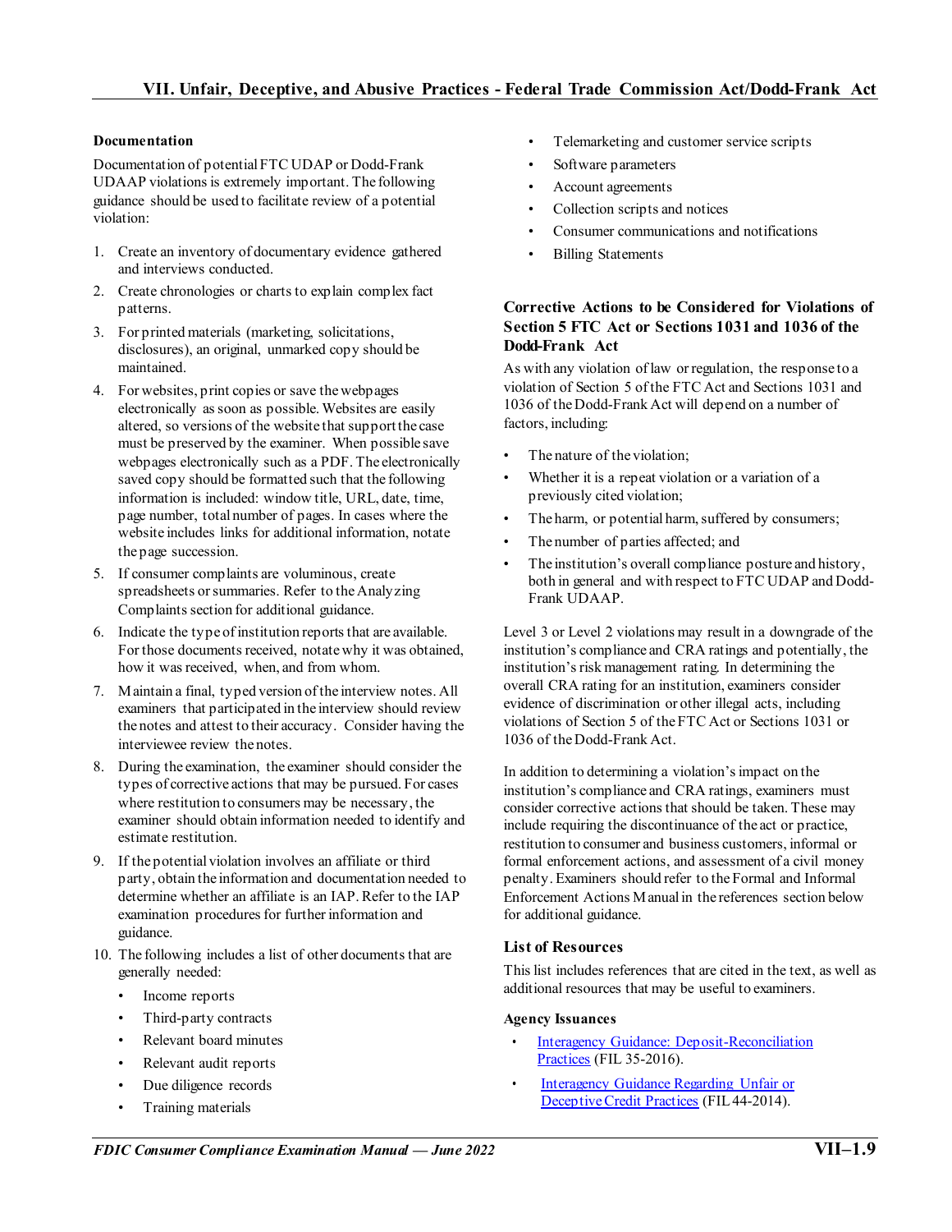### Documentation

Documentation of potential FTC UDAP or Dodd-Frank UDAAP violations is extremely important. The following guidance should be used to facilitate review of a potential violation:

1. Create an inventory of documentary evidence gathered and interviews conducted.
2. Create chronologies or charts to explain complex fact patterns.
3. For printed materials (marketing, solicitations, disclosures), an original, unmarked copy should be maintained.
4. For websites, print copies or save the webpages electronically as soon as possible. Websites are easily altered, so versions of the website that support the case must be preserved by the examiner. When possible save webpages electronically such as a PDF. The electronically saved copy should be formatted such that the following information is included: window title, URL, date, time, page number, total number of pages. In cases where the website includes links for additional information, notate the page succession.
5. If consumer complaints are voluminous, create spreadsheets or summaries. Refer to the Analyzing Complaints section for additional guidance.
6. Indicate the type of institution reports that are available. For those documents received, notate why it was obtained, how it was received, when, and from whom.
7. Maintain a final, typed version of the interview notes. All examiners that participated in the interview should review the notes and attest to their accuracy. Consider having the interviewee review the notes.
8. During the examination, the examiner should consider the types of corrective actions that may be pursued. For cases where restitution to consumers may be necessary, the examiner should obtain information needed to identify and estimate restitution.
9. If the potential violation involves an affiliate or third party, obtain the information and documentation needed to determine whether an affiliate is an IAP. Refer to the IAP examination procedures for further information and guidance.
10. The following includes a list of other documents that are generally needed:
    - Income reports
    - Third-party contracts
    - Relevant board minutes
    - Relevant audit reports
    - Due diligence records
    - Training materials
    - Telemarketing and customer service scripts
    - Software parameters
    - Account agreements
    - Collection scripts and notices
    - Consumer communications and notifications
    - Billing Statements

### Corrective Actions to be Considered for Violations of Section 5 FTC Act or Sections 1031 and 1036 of the Dodd-Frank Act

As with any violation of law or regulation, the response to a violation of Section 5 of the FTC Act and Sections 1031 and 1036 of the Dodd-Frank Act will depend on a number of factors, including:

- The nature of the violation;
- Whether it is a repeat violation or a variation of a previously cited violation;
- The harm, or potential harm, suffered by consumers;
- The number of parties affected; and
- The institution's overall compliance posture and history, both in general and with respect to FTC UDAP and Dodd-Frank UDAAP.

Level 3 or Level 2 violations may result in a downgrade of the institution's compliance and CRA ratings and potentially, the institution's risk management rating. In determining the overall CRA rating for an institution, examiners consider evidence of discrimination or other illegal acts, including violations of Section 5 of the FTC Act or Sections 1031 or 1036 of the Dodd-Frank Act.

In addition to determining a violation's impact on the institution's compliance and CRA ratings, examiners must consider corrective actions that should be taken. These may include requiring the discontinuance of the act or practice, restitution to consumer and business customers, informal or formal enforcement actions, and assessment of a civil money penalty. Examiners should refer to the Formal and Informal Enforcement Actions Manual in the references section below for additional guidance.

### List of Resources

This list includes references that are cited in the text, as well as additional resources that may be useful to examiners.

#### Agency Issuances

- Interagency Guidance: Deposit-Reconciliation Practices (FIL 35-2016).
- Interagency Guidance Regarding Unfair or Deceptive Credit Practices (FIL 44-2014).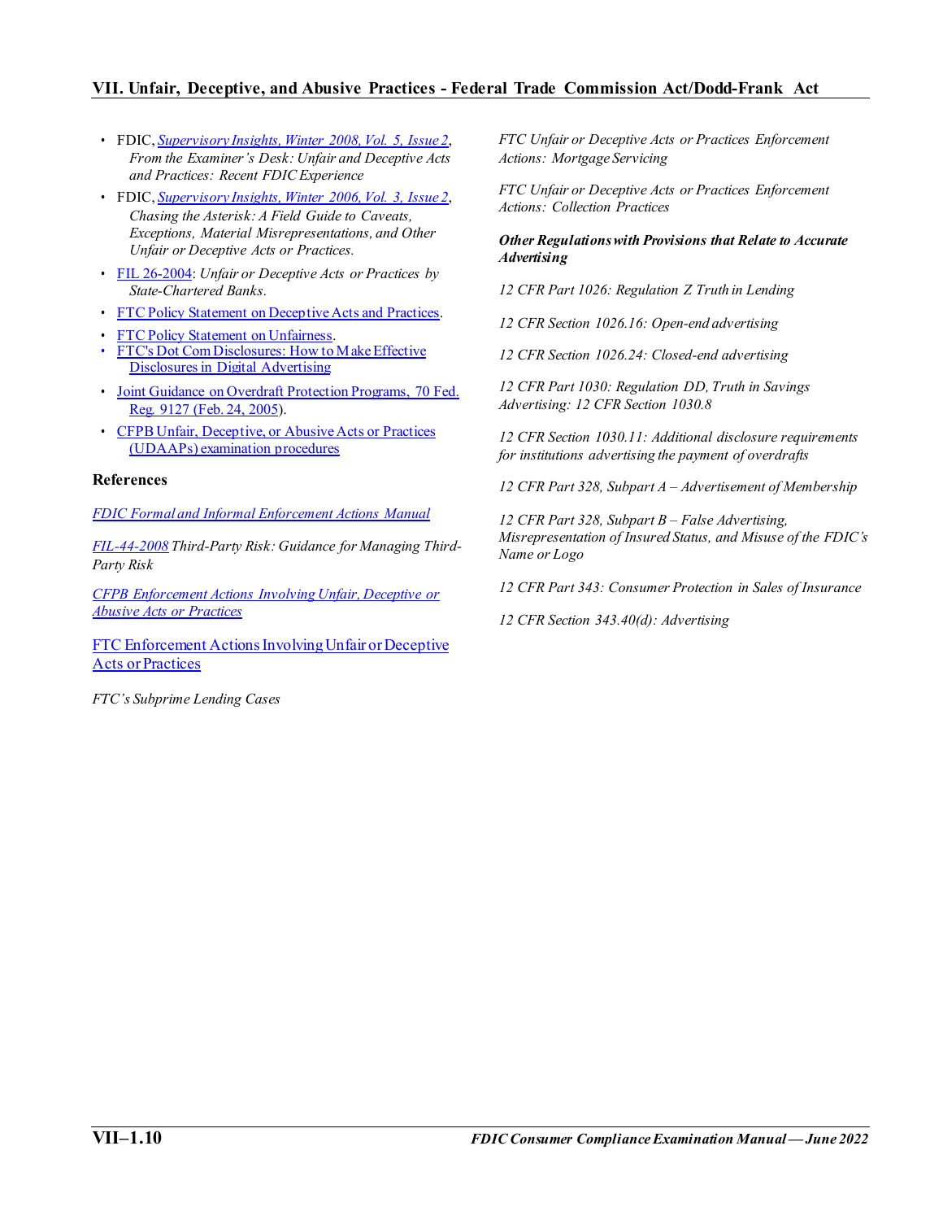- FDIC, *Supervisory Insights, Winter 2008, Vol. 5, Issue 2*, *From the Examiner's Desk: Unfair and Deceptive Acts and Practices: Recent FDIC Experience*
- FDIC, *Supervisory Insights, Winter 2006, Vol. 3, Issue 2*, *Chasing the Asterisk: A Field Guide to Caveats, Exceptions, Material Misrepresentations, and Other Unfair or Deceptive Acts or Practices.*
- FIL 26-2004: *Unfair or Deceptive Acts or Practices by State-Chartered Banks.*
- FTC Policy Statement on Deceptive Acts and Practices.
- FTC Policy Statement on Unfairness.
- FTC's Dot Com Disclosures: How to Make Effective Disclosures in Digital Advertising
- Joint Guidance on Overdraft Protection Programs, 70 Fed. Reg. 9127 (Feb. 24, 2005).
- CFPB Unfair, Deceptive, or Abusive Acts or Practices (UDAAPs) examination procedures

## References

*FDIC Formal and Informal Enforcement Actions Manual*

*FIL-44-2008 Third-Party Risk: Guidance for Managing Third-Party Risk*

*CFPB Enforcement Actions Involving Unfair, Deceptive or Abusive Acts or Practices*

FTC Enforcement Actions Involving Unfair or Deceptive Acts or Practices

*FTC's Subprime Lending Cases*

*FTC Unfair or Deceptive Acts or Practices Enforcement Actions: Mortgage Servicing*

*FTC Unfair or Deceptive Acts or Practices Enforcement Actions: Collection Practices*

***Other Regulations with Provisions that Relate to Accurate Advertising***

*12 CFR Part 1026: Regulation Z Truth in Lending*

*12 CFR Section 1026.16: Open-end advertising*

*12 CFR Section 1026.24: Closed-end advertising*

*12 CFR Part 1030: Regulation DD, Truth in Savings Advertising: 12 CFR Section 1030.8*

*12 CFR Section 1030.11: Additional disclosure requirements for institutions advertising the payment of overdrafts*

*12 CFR Part 328, Subpart A – Advertisement of Membership*

*12 CFR Part 328, Subpart B – False Advertising, Misrepresentation of Insured Status, and Misuse of the FDIC's Name or Logo*

*12 CFR Part 343: Consumer Protection in Sales of Insurance*

*12 CFR Section 343.40(d): Advertising*